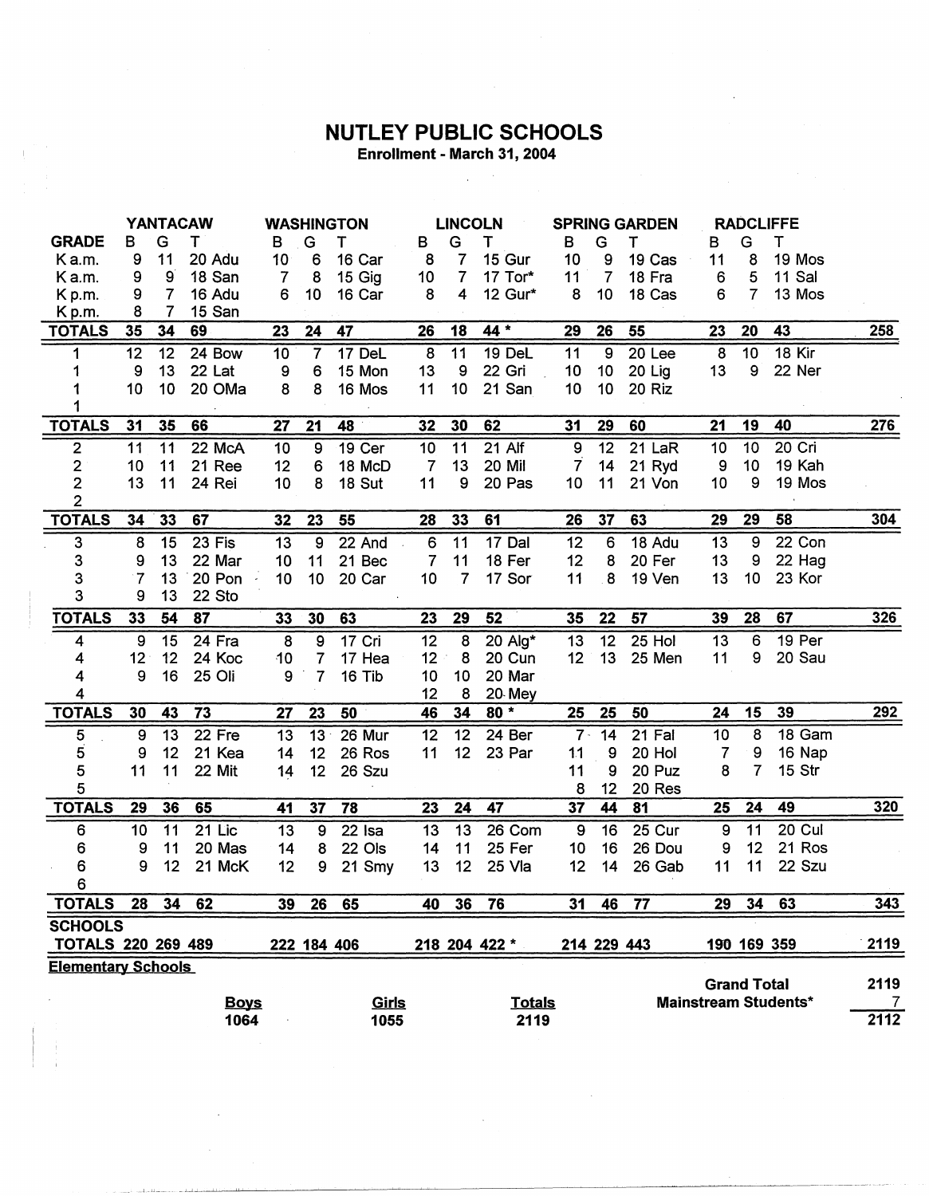# NUTLEY PUBLIC SCHOOLS

**Enrollment - March 31, 2004**

| | YANTACAW | | | WASHINGTON | | | LINCOLN | | | SPRING GARDEN | | | RADCLIFFE | | | |
|---|---|---|---|---|---|---|---|---|---|---|---|---|---|---|---|---|
| **GRADE** | B | G | T | B | G | T | B | G | T | B | G | T | B | G | T | |
| K a.m. | 9 | 11 | 20 Adu | 10 | 6 | 16 Car | 8 | 7 | 15 Gur | 10 | 9 | 19 Cas | 11 | 8 | 19 Mos | |
| K a.m. | 9 | 9 | 18 San | 7 | 8 | 15 Gig | 10 | 7 | 17 Tor* | 11 | 7 | 18 Fra | 6 | 5 | 11 Sal | |
| K p.m. | 9 | 7 | 16 Adu | 6 | 10 | 16 Car | 8 | 4 | 12 Gur* | 8 | 10 | 18 Cas | 6 | 7 | 13 Mos | |
| K p.m. | 8 | 7 | 15 San | | | | | | | | | | | | | |
| **TOTALS** | **35** | **34** | **69** | **23** | **24** | **47** | **26** | **18** | **44 *** | **29** | **26** | **55** | **23** | **20** | **43** | **258** |
| 1 | 12 | 12 | 24 Bow | 10 | 7 | 17 DeL | 8 | 11 | 19 DeL | 11 | 9 | 20 Lee | 8 | 10 | 18 Kir | |
| 1 | 9 | 13 | 22 Lat | 9 | 6 | 15 Mon | 13 | 9 | 22 Gri | 10 | 10 | 20 Lig | 13 | 9 | 22 Ner | |
| 1 | 10 | 10 | 20 OMa | 8 | 8 | 16 Mos | 11 | 10 | 21 San | 10 | 10 | 20 Riz | | | | |
| 1 | | | | | | | | | | | | | | | | |
| **TOTALS** | **31** | **35** | **66** | **27** | **21** | **48** | **32** | **30** | **62** | **31** | **29** | **60** | **21** | **19** | **40** | **276** |
| 2 | 11 | 11 | 22 McA | 10 | 9 | 19 Cer | 10 | 11 | 21 Alf | 9 | 12 | 21 LaR | 10 | 10 | 20 Cri | |
| 2 | 10 | 11 | 21 Ree | 12 | 6 | 18 McD | 7 | 13 | 20 Mil | 7 | 14 | 21 Ryd | 9 | 10 | 19 Kah | |
| 2 | 13 | 11 | 24 Rei | 10 | 8 | 18 Sut | 11 | 9 | 20 Pas | 10 | 11 | 21 Von | 10 | 9 | 19 Mos | |
| 2 | | | | | | | | | | | | | | | | |
| **TOTALS** | **34** | **33** | **67** | **32** | **23** | **55** | **28** | **33** | **61** | **26** | **37** | **63** | **29** | **29** | **58** | **304** |
| 3 | 8 | 15 | 23 Fis | 13 | 9 | 22 And | 6 | 11 | 17 Dal | 12 | 6 | 18 Adu | 13 | 9 | 22 Con | |
| 3 | 9 | 13 | 22 Mar | 10 | 11 | 21 Bec | 7 | 11 | 18 Fer | 12 | 8 | 20 Fer | 13 | 9 | 22 Hag | |
| 3 | 7 | 13 | 20 Pon | 10 | 10 | 20 Car | 10 | 7 | 17 Sor | 11 | 8 | 19 Ven | 13 | 10 | 23 Kor | |
| 3 | 9 | 13 | 22 Sto | | | | | | | | | | | | | |
| **TOTALS** | **33** | **54** | **87** | **33** | **30** | **63** | **23** | **29** | **52** | **35** | **22** | **57** | **39** | **28** | **67** | **326** |
| 4 | 9 | 15 | 24 Fra | 8 | 9 | 17 Cri | 12 | 8 | 20 Alg* | 13 | 12 | 25 Hol | 13 | 6 | 19 Per | |
| 4 | 12 | 12 | 24 Koc | 10 | 7 | 17 Hea | 12 | 8 | 20 Cun | 12 | 13 | 25 Men | 11 | 9 | 20 Sau | |
| 4 | 9 | 16 | 25 Oli | 9 | 7 | 16 Tib | 10 | 10 | 20 Mar | | | | | | | |
| 4 | | | | | | | 12 | 8 | 20 Mey | | | | | | | |
| **TOTALS** | **30** | **43** | **73** | **27** | **23** | **50** | **46** | **34** | **80 *** | **25** | **25** | **50** | **24** | **15** | **39** | **292** |
| 5 | 9 | 13 | 22 Fre | 13 | 13 | 26 Mur | 12 | 12 | 24 Ber | 7 | 14 | 21 Fal | 10 | 8 | 18 Gam | |
| 5 | 9 | 12 | 21 Kea | 14 | 12 | 26 Ros | 11 | 12 | 23 Par | 11 | 9 | 20 Hol | 7 | 9 | 16 Nap | |
| 5 | 11 | 11 | 22 Mit | 14 | 12 | 26 Szu | | | | 11 | 9 | 20 Puz | 8 | 7 | 15 Str | |
| 5 | | | | | | | | | | 8 | 12 | 20 Res | | | | |
| **TOTALS** | **29** | **36** | **65** | **41** | **37** | **78** | **23** | **24** | **47** | **37** | **44** | **81** | **25** | **24** | **49** | **320** |
| 6 | 10 | 11 | 21 Lic | 13 | 9 | 22 Isa | 13 | 13 | 26 Com | 9 | 16 | 25 Cur | 9 | 11 | 20 Cul | |
| 6 | 9 | 11 | 20 Mas | 14 | 8 | 22 Ols | 14 | 11 | 25 Fer | 10 | 16 | 26 Dou | 9 | 12 | 21 Ros | |
| 6 | 9 | 12 | 21 McK | 12 | 9 | 21 Smy | 13 | 12 | 25 Vla | 12 | 14 | 26 Gab | 11 | 11 | 22 Szu | |
| 6 | | | | | | | | | | | | | | | | |
| **TOTALS** | **28** | **34** | **62** | **39** | **26** | **65** | **40** | **36** | **76** | **31** | **46** | **77** | **29** | **34** | **63** | **343** |
| **SCHOOLS TOTALS** | **220** | **269** | **489** | **222** | **184** | **406** | **218** | **204** | **422 *** | **214** | **229** | **443** | **190** | **169** | **359** | **2119** |

**Elementary Schools**

| Boys | Girls | Totals |
|---|---|---|
| 1064 | 1055 | 2119 |

| | |
|---|---|
| **Grand Total** | **2119** |
| **Mainstream Students*** | **7** |
| | **2112** |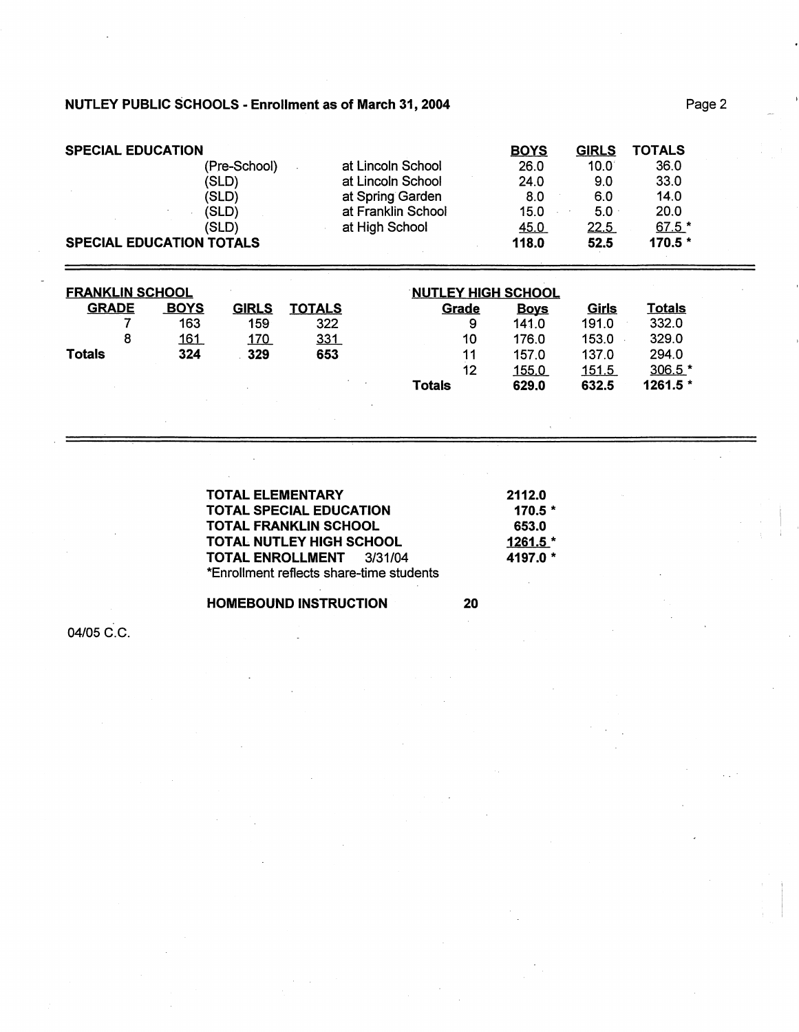## NUTLEY PUBLIC SCHOOLS - Enrollment as of March 31, 2004

| SPECIAL EDUCATION | | BOYS | GIRLS | TOTALS |
|---|---|---|---|---|
| (Pre-School) | at Lincoln School | 26.0 | 10.0 | 36.0 |
| (SLD) | at Lincoln School | 24.0 | 9.0 | 33.0 |
| (SLD) | at Spring Garden | 8.0 | 6.0 | 14.0 |
| (SLD) | at Franklin School | 15.0 | 5.0 | 20.0 |
| (SLD) | at High School | 45.0 | 22.5 | 67.5 * |
| **SPECIAL EDUCATION TOTALS** | | **118.0** | **52.5** | **170.5 *** |

**FRANKLIN SCHOOL**

| GRADE | BOYS | GIRLS | TOTALS |
|---|---|---|---|
| 7 | 163 | 159 | 322 |
| 8 | 161 | 170 | 331 |
| **Totals** | **324** | **329** | **653** |

**NUTLEY HIGH SCHOOL**

| Grade | Boys | Girls | Totals |
|---|---|---|---|
| 9 | 141.0 | 191.0 | 332.0 |
| 10 | 176.0 | 153.0 | 329.0 |
| 11 | 157.0 | 137.0 | 294.0 |
| 12 | 155.0 | 151.5 | 306.5 * |
| **Totals** | **629.0** | **632.5** | **1261.5 *** |

| | |
|---|---|
| **TOTAL ELEMENTARY** | **2112.0** |
| **TOTAL SPECIAL EDUCATION** | **170.5 *** |
| **TOTAL FRANKLIN SCHOOL** | **653.0** |
| **TOTAL NUTLEY HIGH SCHOOL** | **1261.5 *** |
| **TOTAL ENROLLMENT** 3/31/04 | **4197.0 *** |

*Enrollment reflects share-time students

**HOMEBOUND INSTRUCTION** **20**

04/05 C.C.